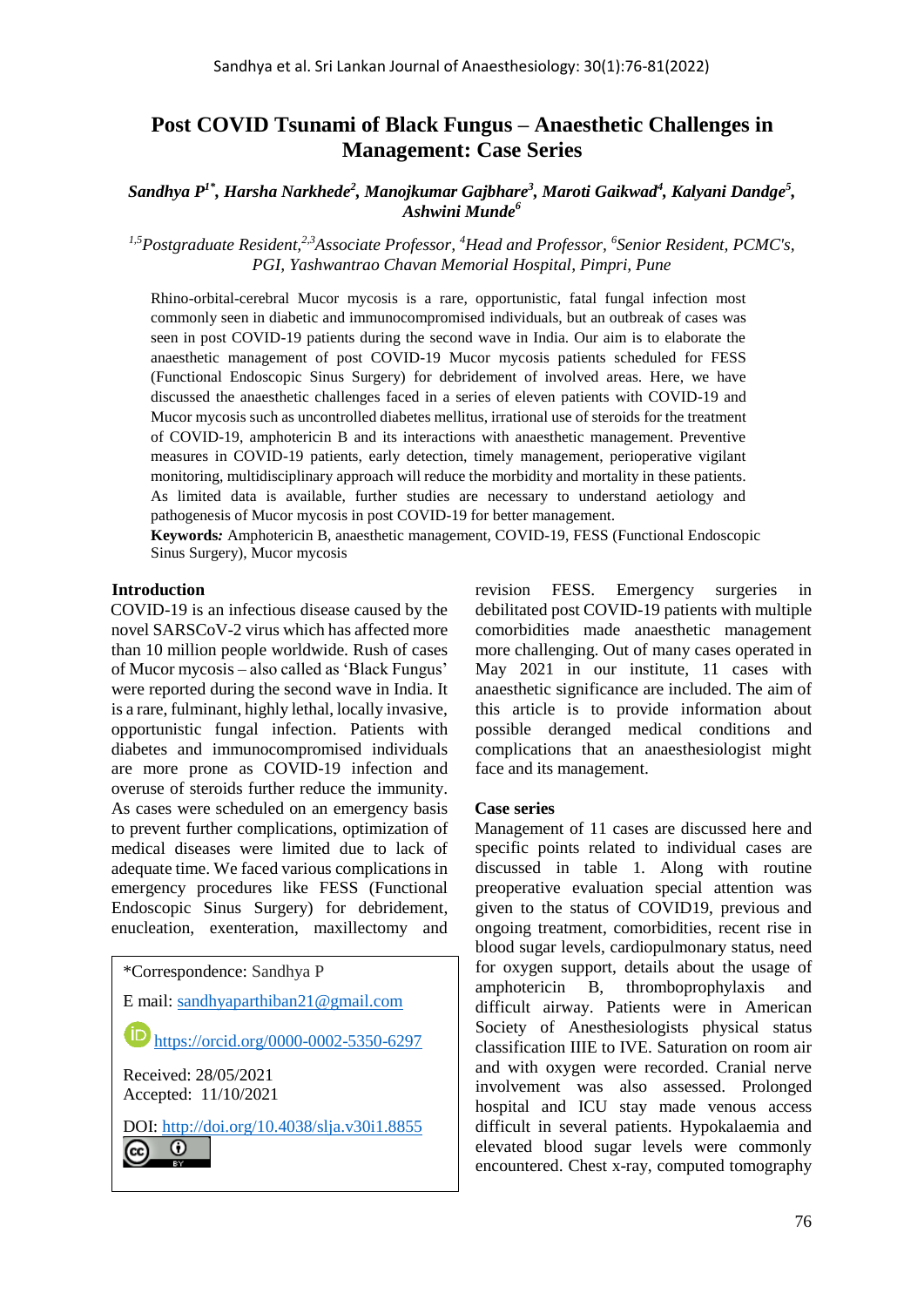# Post COVID Tsunami of Black Fungus – Anaesthetic Challenges in Management: Case Series

***Sandhya P[1*], Harsha Narkhede[2], Manojkumar Gajbhare[3], Maroti Gaikwad[4], Kalyani Dandge[5], Ashwini Munde[6]***

*[1,5]Postgraduate Resident,[2,3]Associate Professor, [4]Head and Professor, [6]Senior Resident, PCMC's, PGI, Yashwantrao Chavan Memorial Hospital, Pimpri, Pune*

Rhino-orbital-cerebral Mucor mycosis is a rare, opportunistic, fatal fungal infection most commonly seen in diabetic and immunocompromised individuals, but an outbreak of cases was seen in post COVID-19 patients during the second wave in India. Our aim is to elaborate the anaesthetic management of post COVID-19 Mucor mycosis patients scheduled for FESS (Functional Endoscopic Sinus Surgery) for debridement of involved areas. Here, we have discussed the anaesthetic challenges faced in a series of eleven patients with COVID-19 and Mucor mycosis such as uncontrolled diabetes mellitus, irrational use of steroids for the treatment of COVID-19, amphotericin B and its interactions with anaesthetic management. Preventive measures in COVID-19 patients, early detection, timely management, perioperative vigilant monitoring, multidisciplinary approach will reduce the morbidity and mortality in these patients. As limited data is available, further studies are necessary to understand aetiology and pathogenesis of Mucor mycosis in post COVID-19 for better management.

**Keywords*:*** Amphotericin B, anaesthetic management, COVID-19, FESS (Functional Endoscopic Sinus Surgery), Mucor mycosis

## Introduction

COVID-19 is an infectious disease caused by the novel SARSCoV-2 virus which has affected more than 10 million people worldwide. Rush of cases of Mucor mycosis – also called as 'Black Fungus' were reported during the second wave in India. It is a rare, fulminant, highly lethal, locally invasive, opportunistic fungal infection. Patients with diabetes and immunocompromised individuals are more prone as COVID-19 infection and overuse of steroids further reduce the immunity. As cases were scheduled on an emergency basis to prevent further complications, optimization of medical diseases were limited due to lack of adequate time. We faced various complications in emergency procedures like FESS (Functional Endoscopic Sinus Surgery) for debridement, enucleation, exenteration, maxillectomy and revision FESS. Emergency surgeries in debilitated post COVID-19 patients with multiple comorbidities made anaesthetic management more challenging. Out of many cases operated in May 2021 in our institute, 11 cases with anaesthetic significance are included. The aim of this article is to provide information about possible deranged medical conditions and complications that an anaesthesiologist might face and its management.

*Correspondence: Sandhya P

E mail: sandhyaparthiban21@gmail.com

https://orcid.org/0000-0002-5350-6297

Received: 28/05/2021
Accepted: 11/10/2021

DOI: http://doi.org/10.4038/slja.v30i1.8855

## Case series

Management of 11 cases are discussed here and specific points related to individual cases are discussed in table 1. Along with routine preoperative evaluation special attention was given to the status of COVID19, previous and ongoing treatment, comorbidities, recent rise in blood sugar levels, cardiopulmonary status, need for oxygen support, details about the usage of amphotericin B, thromboprophylaxis and difficult airway. Patients were in American Society of Anesthesiologists physical status classification IIIE to IVE. Saturation on room air and with oxygen were recorded. Cranial nerve involvement was also assessed. Prolonged hospital and ICU stay made venous access difficult in several patients. Hypokalaemia and elevated blood sugar levels were commonly encountered. Chest x-ray, computed tomography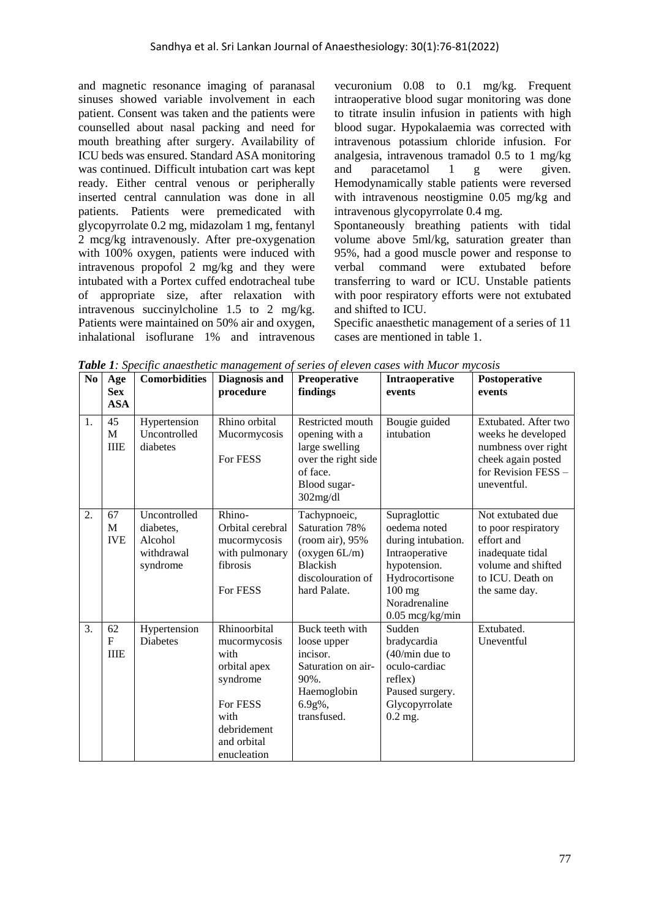and magnetic resonance imaging of paranasal sinuses showed variable involvement in each patient. Consent was taken and the patients were counselled about nasal packing and need for mouth breathing after surgery. Availability of ICU beds was ensured. Standard ASA monitoring was continued. Difficult intubation cart was kept ready. Either central venous or peripherally inserted central cannulation was done in all patients. Patients were premedicated with glycopyrrolate 0.2 mg, midazolam 1 mg, fentanyl 2 mcg/kg intravenously. After pre-oxygenation with 100% oxygen, patients were induced with intravenous propofol 2 mg/kg and they were intubated with a Portex cuffed endotracheal tube of appropriate size, after relaxation with intravenous succinylcholine 1.5 to 2 mg/kg. Patients were maintained on 50% air and oxygen, inhalational isoflurane 1% and intravenous vecuronium 0.08 to 0.1 mg/kg. Frequent intraoperative blood sugar monitoring was done to titrate insulin infusion in patients with high blood sugar. Hypokalaemia was corrected with intravenous potassium chloride infusion. For analgesia, intravenous tramadol 0.5 to 1 mg/kg and paracetamol 1 g were given. Hemodynamically stable patients were reversed with intravenous neostigmine 0.05 mg/kg and intravenous glycopyrrolate 0.4 mg.

Spontaneously breathing patients with tidal volume above 5ml/kg, saturation greater than 95%, had a good muscle power and response to verbal command were extubated before transferring to ward or ICU. Unstable patients with poor respiratory efforts were not extubated and shifted to ICU.

Specific anaesthetic management of a series of 11 cases are mentioned in table 1.

***Table 1****: Specific anaesthetic management of series of eleven cases with Mucor mycosis*

| No | Age Sex ASA | Comorbidities | Diagnosis and procedure | Preoperative findings | Intraoperative events | Postoperative events |
|---|---|---|---|---|---|---|
| 1. | 45 M IIIE | Hypertension Uncontrolled diabetes | Rhino orbital Mucormycosis For FESS | Restricted mouth opening with a large swelling over the right side of face. Blood sugar- 302mg/dl | Bougie guided intubation | Extubated. After two weeks he developed numbness over right cheek again posted for Revision FESS – uneventful. |
| 2. | 67 M IVE | Uncontrolled diabetes, Alcohol withdrawal syndrome | Rhino-Orbital cerebral mucormycosis with pulmonary fibrosis For FESS | Tachypnoeic, Saturation 78% (room air), 95% (oxygen 6L/m) Blackish discolouration of hard Palate. | Supraglottic oedema noted during intubation. Intraoperative hypotension. Hydrocortisone 100 mg Noradrenaline 0.05 mcg/kg/min | Not extubated due to poor respiratory effort and inadequate tidal volume and shifted to ICU. Death on the same day. |
| 3. | 62 F IIIE | Hypertension Diabetes | Rhinoorbital mucormycosis with orbital apex syndrome For FESS with debridement and orbital enucleation | Buck teeth with loose upper incisor. Saturation on air- 90%. Haemoglobin 6.9g%, transfused. | Sudden bradycardia (40/min due to oculo-cardiac reflex) Paused surgery. Glycopyrrolate 0.2 mg. | Extubated. Uneventful |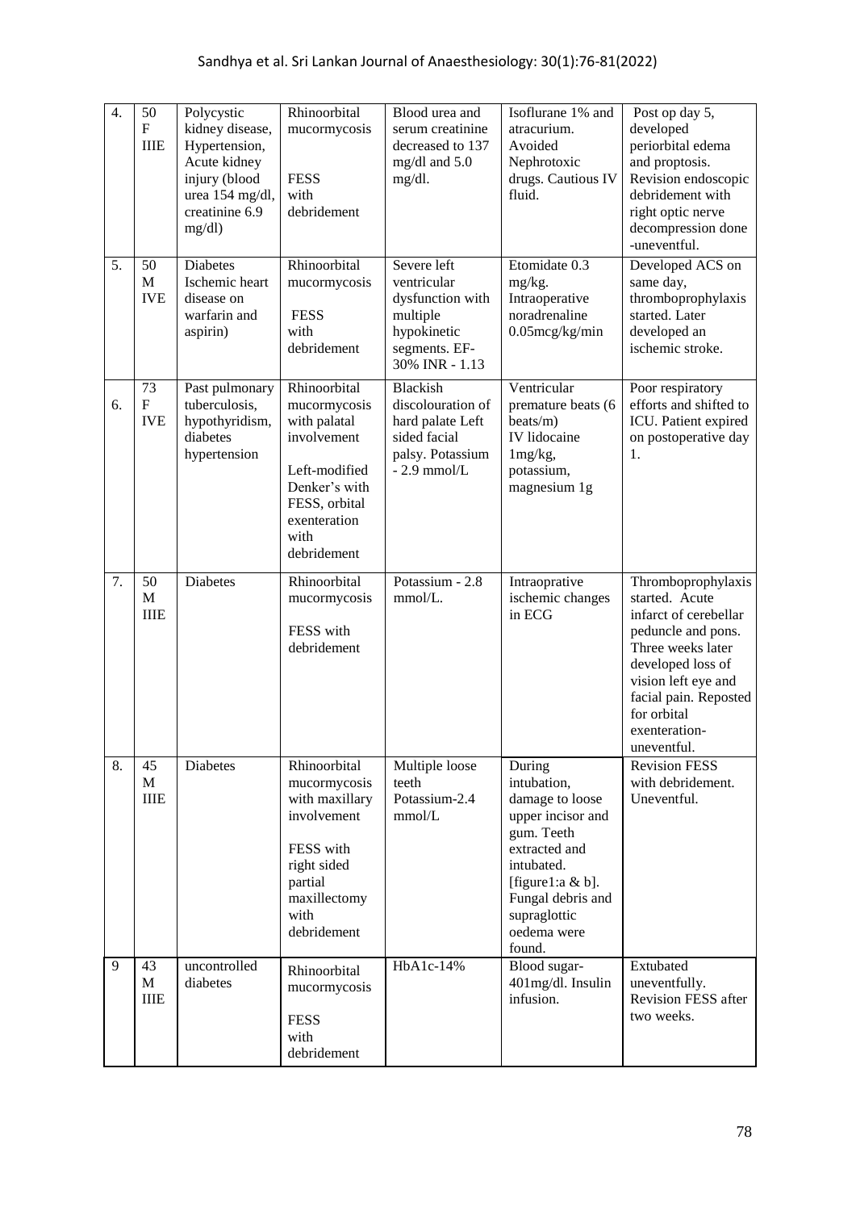| 4. | 50 F IIIE | Polycystic kidney disease, Hypertension, Acute kidney injury (blood urea 154 mg/dl, creatinine 6.9 mg/dl) | Rhinoorbital mucormycosis FESS with debridement | Blood urea and serum creatinine decreased to 137 mg/dl and 5.0 mg/dl. | Isoflurane 1% and atracurium. Avoided Nephrotoxic drugs. Cautious IV fluid. | Post op day 5, developed periorbital edema and proptosis. Revision endoscopic debridement with right optic nerve decompression done -uneventful. |
|---|---|---|---|---|---|---|
| 5. | 50 M IVE | Diabetes Ischemic heart disease on warfarin and aspirin) | Rhinoorbital mucormycosis FESS with debridement | Severe left ventricular dysfunction with multiple hypokinetic segments. EF-30% INR - 1.13 | Etomidate 0.3 mg/kg. Intraoperative noradrenaline 0.05mcg/kg/min | Developed ACS on same day, thromboprophylaxis started. Later developed an ischemic stroke. |
| 6. | 73 F IVE | Past pulmonary tuberculosis, hypothyridism, diabetes hypertension | Rhinoorbital mucormycosis with palatal involvement Left-modified Denker's with FESS, orbital exenteration with debridement | Blackish discolouration of hard palate Left sided facial palsy. Potassium - 2.9 mmol/L | Ventricular premature beats (6 beats/m) IV lidocaine 1mg/kg, potassium, magnesium 1g | Poor respiratory efforts and shifted to ICU. Patient expired on postoperative day 1. |
| 7. | 50 M IIIE | Diabetes | Rhinoorbital mucormycosis FESS with debridement | Potassium - 2.8 mmol/L. | Intraoprative ischemic changes in ECG | Thromboprophylaxis started. Acute infarct of cerebellar peduncle and pons. Three weeks later developed loss of vision left eye and facial pain. Reposted for orbital exenteration-uneventful. |
| 8. | 45 M IIIE | Diabetes | Rhinoorbital mucormycosis with maxillary involvement FESS with right sided partial maxillectomy with debridement | Multiple loose teeth Potassium-2.4 mmol/L | During intubation, damage to loose upper incisor and gum. Teeth extracted and intubated. [figure1:a & b]. Fungal debris and supraglottic oedema were found. | Revision FESS with debridement. Uneventful. |
| 9 | 43 M IIIE | uncontrolled diabetes | Rhinoorbital mucormycosis FESS with debridement | HbA1c-14% | Blood sugar-401mg/dl. Insulin infusion. | Extubated uneventfully. Revision FESS after two weeks. |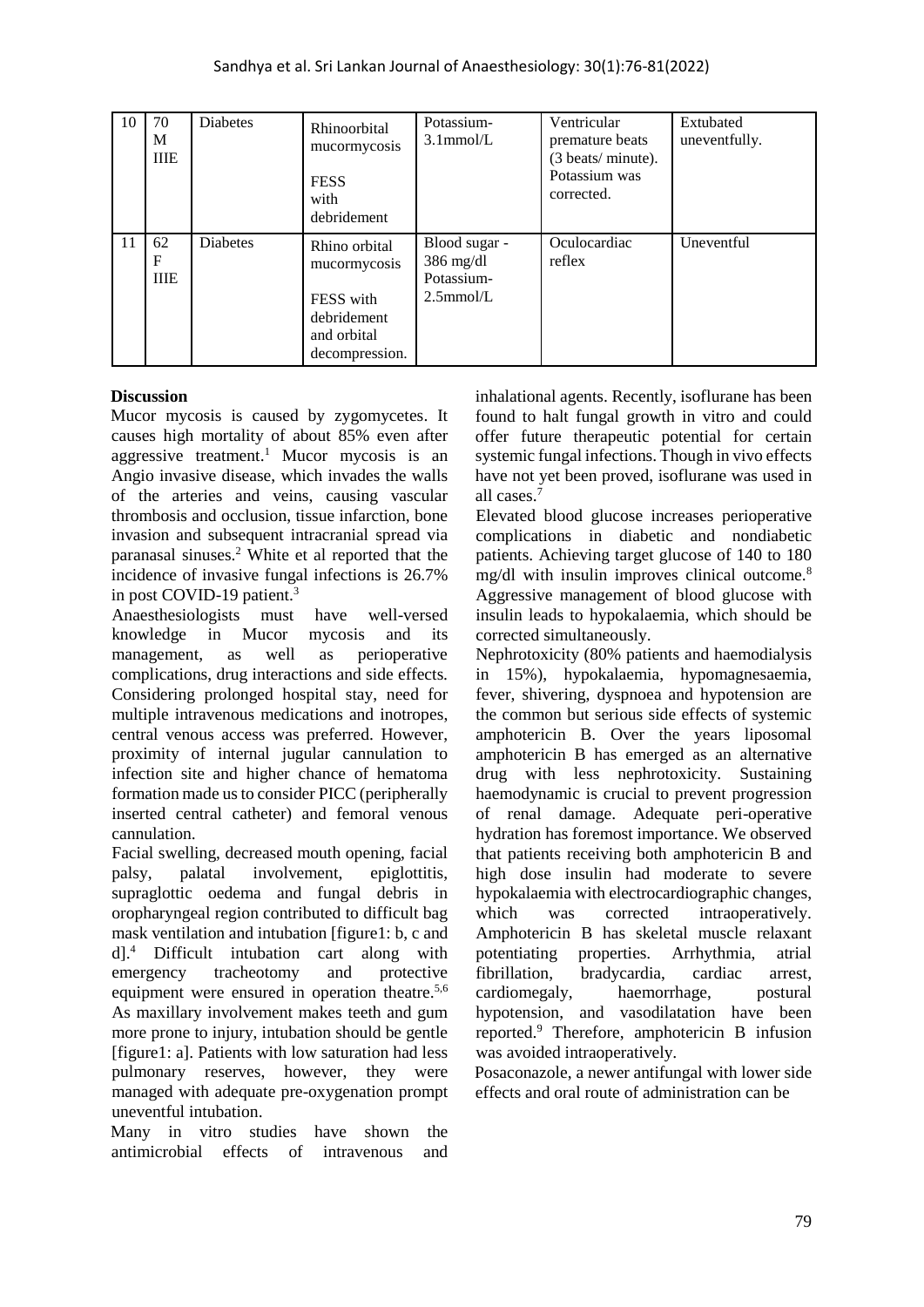| 10 | 70 M IIIE | Diabetes | Rhinoorbital mucormycosis<br><br>FESS with debridement | Potassium- 3.1mmol/L | Ventricular premature beats (3 beats/ minute). Potassium was corrected. | Extubated uneventfully. |
|---|---|---|---|---|---|---|
| 11 | 62 F IIIE | Diabetes | Rhino orbital mucormycosis<br><br>FESS with debridement and orbital decompression. | Blood sugar - 386 mg/dl Potassium- 2.5mmol/L | Oculocardiac reflex | Uneventful |

**Discussion**

Mucor mycosis is caused by zygomycetes. It causes high mortality of about 85% even after aggressive treatment.[1] Mucor mycosis is an Angio invasive disease, which invades the walls of the arteries and veins, causing vascular thrombosis and occlusion, tissue infarction, bone invasion and subsequent intracranial spread via paranasal sinuses.[2] White et al reported that the incidence of invasive fungal infections is 26.7% in post COVID-19 patient.[3]

Anaesthesiologists must have well-versed knowledge in Mucor mycosis and its management, as well as perioperative complications, drug interactions and side effects. Considering prolonged hospital stay, need for multiple intravenous medications and inotropes, central venous access was preferred. However, proximity of internal jugular cannulation to infection site and higher chance of hematoma formation made us to consider PICC (peripherally inserted central catheter) and femoral venous cannulation.

Facial swelling, decreased mouth opening, facial palsy, palatal involvement, epiglottitis, supraglottic oedema and fungal debris in oropharyngeal region contributed to difficult bag mask ventilation and intubation [figure1: b, c and d].[4] Difficult intubation cart along with emergency tracheotomy and protective equipment were ensured in operation theatre.[5,6] As maxillary involvement makes teeth and gum more prone to injury, intubation should be gentle [figure1: a]. Patients with low saturation had less pulmonary reserves, however, they were managed with adequate pre-oxygenation prompt uneventful intubation.

Many in vitro studies have shown the antimicrobial effects of intravenous and inhalational agents. Recently, isoflurane has been found to halt fungal growth in vitro and could offer future therapeutic potential for certain systemic fungal infections. Though in vivo effects have not yet been proved, isoflurane was used in all cases.[7]

Elevated blood glucose increases perioperative complications in diabetic and nondiabetic patients. Achieving target glucose of 140 to 180 mg/dl with insulin improves clinical outcome.[8] Aggressive management of blood glucose with insulin leads to hypokalaemia, which should be corrected simultaneously.

Nephrotoxicity (80% patients and haemodialysis in 15%), hypokalaemia, hypomagnesaemia, fever, shivering, dyspnoea and hypotension are the common but serious side effects of systemic amphotericin B. Over the years liposomal amphotericin B has emerged as an alternative drug with less nephrotoxicity. Sustaining haemodynamic is crucial to prevent progression of renal damage. Adequate peri-operative hydration has foremost importance. We observed that patients receiving both amphotericin B and high dose insulin had moderate to severe hypokalaemia with electrocardiographic changes, which was corrected intraoperatively. Amphotericin B has skeletal muscle relaxant potentiating properties. Arrhythmia, atrial fibrillation, bradycardia, cardiac arrest, cardiomegaly, haemorrhage, postural hypotension, and vasodilatation have been reported.[9] Therefore, amphotericin B infusion was avoided intraoperatively.

Posaconazole, a newer antifungal with lower side effects and oral route of administration can be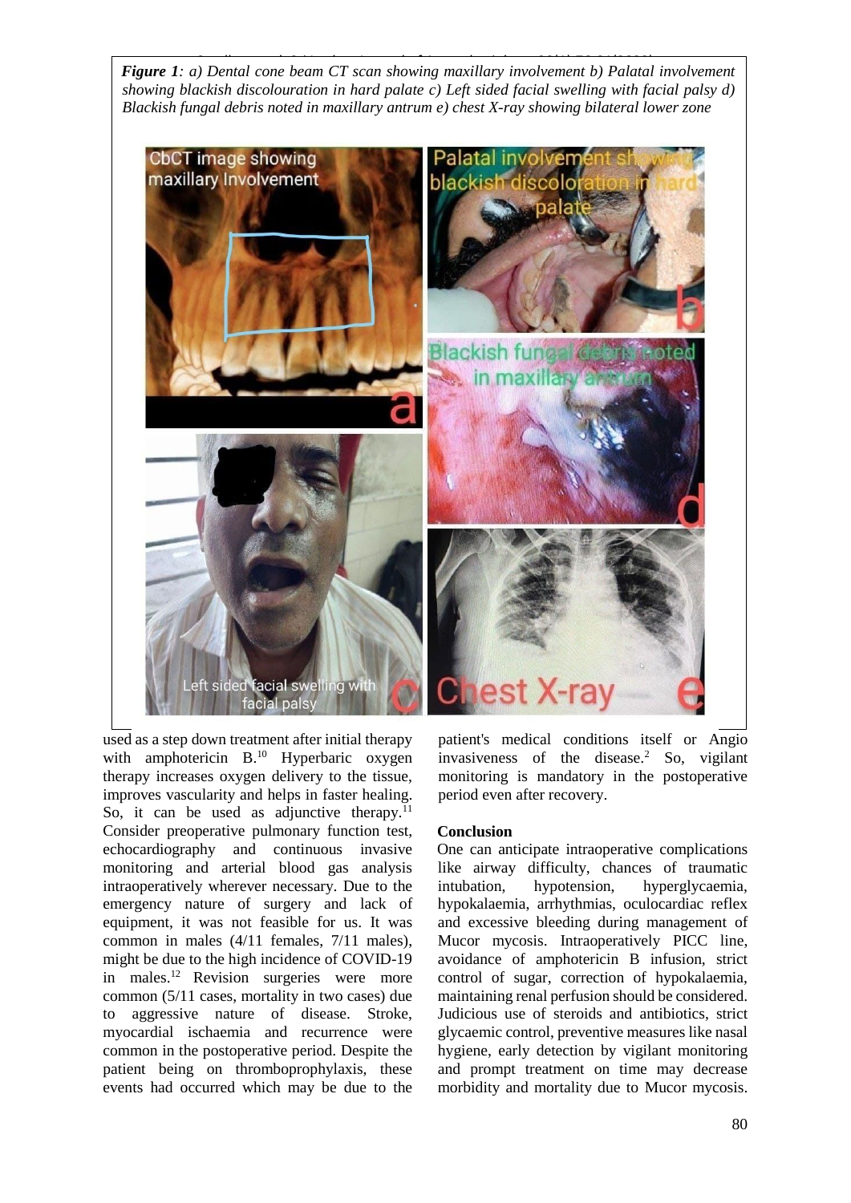*Figure 1: a) Dental cone beam CT scan showing maxillary involvement b) Palatal involvement showing blackish discolouration in hard palate c) Left sided facial swelling with facial palsy d) Blackish fungal debris noted in maxillary antrum e) chest X-ray showing bilateral lower zone*

used as a step down treatment after initial therapy with amphotericin B.[10] Hyperbaric oxygen therapy increases oxygen delivery to the tissue, improves vascularity and helps in faster healing. So, it can be used as adjunctive therapy.[11] Consider preoperative pulmonary function test, echocardiography and continuous invasive monitoring and arterial blood gas analysis intraoperatively wherever necessary. Due to the emergency nature of surgery and lack of equipment, it was not feasible for us. It was common in males (4/11 females, 7/11 males), might be due to the high incidence of COVID-19 in males.[12] Revision surgeries were more common (5/11 cases, mortality in two cases) due to aggressive nature of disease. Stroke, myocardial ischaemia and recurrence were common in the postoperative period. Despite the patient being on thromboprophylaxis, these events had occurred which may be due to the patient's medical conditions itself or Angio invasiveness of the disease.[2] So, vigilant monitoring is mandatory in the postoperative period even after recovery.

## Conclusion

One can anticipate intraoperative complications like airway difficulty, chances of traumatic intubation, hypotension, hyperglycaemia, hypokalaemia, arrhythmias, oculocardiac reflex and excessive bleeding during management of Mucor mycosis. Intraoperatively PICC line, avoidance of amphotericin B infusion, strict control of sugar, correction of hypokalaemia, maintaining renal perfusion should be considered. Judicious use of steroids and antibiotics, strict glycaemic control, preventive measures like nasal hygiene, early detection by vigilant monitoring and prompt treatment on time may decrease morbidity and mortality due to Mucor mycosis.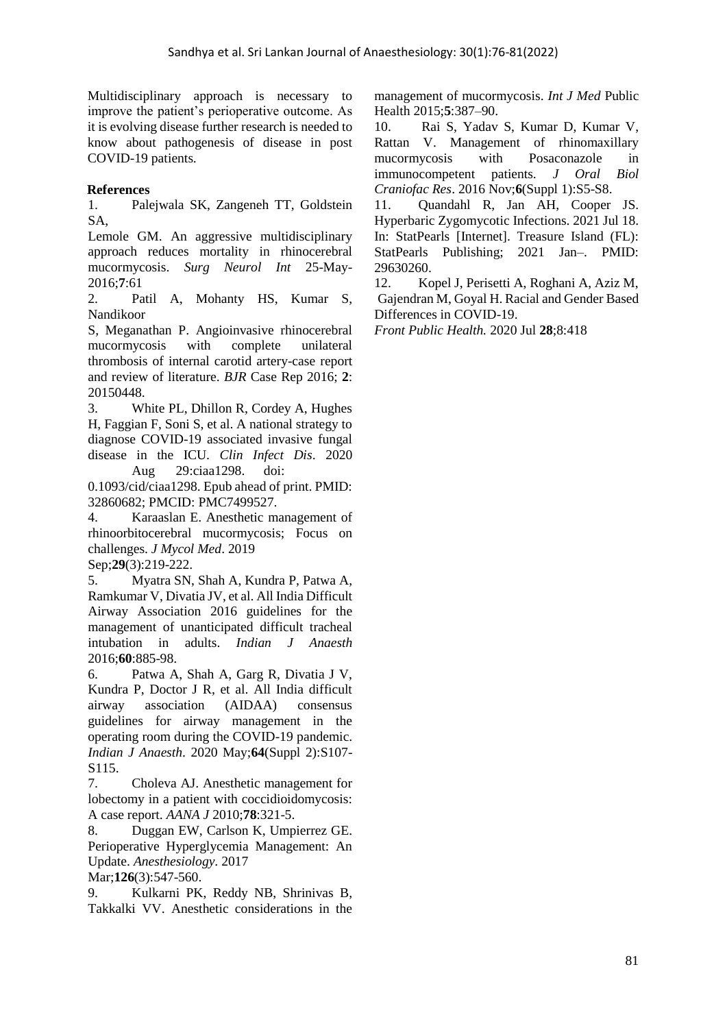Multidisciplinary approach is necessary to improve the patient's perioperative outcome. As it is evolving disease further research is needed to know about pathogenesis of disease in post COVID-19 patients.

## References

1. Palejwala SK, Zangeneh TT, Goldstein SA, Lemole GM. An aggressive multidisciplinary approach reduces mortality in rhinocerebral mucormycosis. *Surg Neurol Int* 25-May-2016;**7**:61
2. Patil A, Mohanty HS, Kumar S, Nandikoor S, Meganathan P. Angioinvasive rhinocerebral mucormycosis with complete unilateral thrombosis of internal carotid artery-case report and review of literature. *BJR* Case Rep 2016; **2**: 20150448.
3. White PL, Dhillon R, Cordey A, Hughes H, Faggian F, Soni S, et al. A national strategy to diagnose COVID-19 associated invasive fungal disease in the ICU. *Clin Infect Dis*. 2020 Aug 29:ciaa1298. doi: 0.1093/cid/ciaa1298. Epub ahead of print. PMID: 32860682; PMCID: PMC7499527.
4. Karaaslan E. Anesthetic management of rhinoorbitocerebral mucormycosis; Focus on challenges. *J Mycol Med*. 2019 Sep;**29**(3):219-222.
5. Myatra SN, Shah A, Kundra P, Patwa A, Ramkumar V, Divatia JV, et al. All India Difficult Airway Association 2016 guidelines for the management of unanticipated difficult tracheal intubation in adults. *Indian J Anaesth* 2016;**60**:885-98.
6. Patwa A, Shah A, Garg R, Divatia J V, Kundra P, Doctor J R, et al. All India difficult airway association (AIDAA) consensus guidelines for airway management in the operating room during the COVID-19 pandemic. *Indian J Anaesth*. 2020 May;**64**(Suppl 2):S107-S115.
7. Choleva AJ. Anesthetic management for lobectomy in a patient with coccidioidomycosis: A case report. *AANA J* 2010;**78**:321-5.
8. Duggan EW, Carlson K, Umpierrez GE. Perioperative Hyperglycemia Management: An Update. *Anesthesiology*. 2017 Mar;**126**(3):547-560.
9. Kulkarni PK, Reddy NB, Shrinivas B, Takkalki VV. Anesthetic considerations in the management of mucormycosis. *Int J Med* Public Health 2015;**5**:387–90.
10. Rai S, Yadav S, Kumar D, Kumar V, Rattan V. Management of rhinomaxillary mucormycosis with Posaconazole in immunocompetent patients. *J Oral Biol Craniofac Res*. 2016 Nov;**6**(Suppl 1):S5-S8.
11. Quandahl R, Jan AH, Cooper JS. Hyperbaric Zygomycotic Infections. 2021 Jul 18. In: StatPearls [Internet]. Treasure Island (FL): StatPearls Publishing; 2021 Jan–. PMID: 29630260.
12. Kopel J, Perisetti A, Roghani A, Aziz M, Gajendran M, Goyal H. Racial and Gender Based Differences in COVID-19. *Front Public Health.* 2020 Jul **28**;8:418